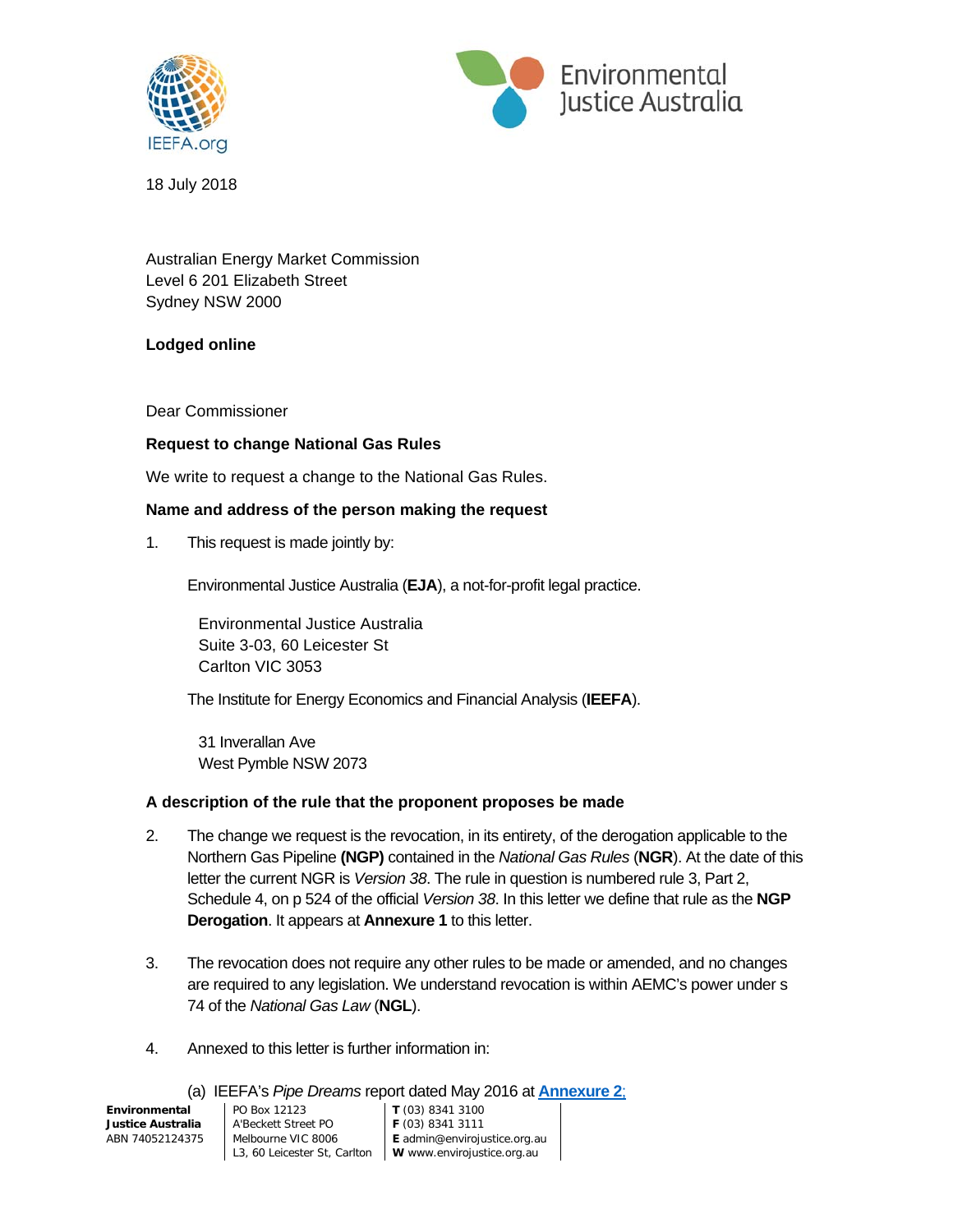18 July 2018

Australian Energy Market Commission
Level 6 201 Elizabeth Street
Sydney NSW 2000

**Lodged online**

Dear Commissioner

**Request to change National Gas Rules**

We write to request a change to the National Gas Rules.

**Name and address of the person making the request**

1. This request is made jointly by:

   Environmental Justice Australia (**EJA**), a not-for-profit legal practice.

   Environmental Justice Australia
   Suite 3-03, 60 Leicester St
   Carlton VIC 3053

   The Institute for Energy Economics and Financial Analysis (**IEEFA**).

   31 Inverallan Ave
   West Pymble NSW 2073

**A description of the rule that the proponent proposes be made**

2. The change we request is the revocation, in its entirety, of the derogation applicable to the Northern Gas Pipeline **(NGP)** contained in the *National Gas Rules* (**NGR**). At the date of this letter the current NGR is *Version 38*. The rule in question is numbered rule 3, Part 2, Schedule 4, on p 524 of the official *Version 38*. In this letter we define that rule as the **NGP Derogation**. It appears at **Annexure 1** to this letter.

3. The revocation does not require any other rules to be made or amended, and no changes are required to any legislation. We understand revocation is within AEMC's power under s 74 of the *National Gas Law* (**NGL**).

4. Annexed to this letter is further information in:

   (a) IEEFA's *Pipe Dreams* report dated May 2016 at **Annexure 2**;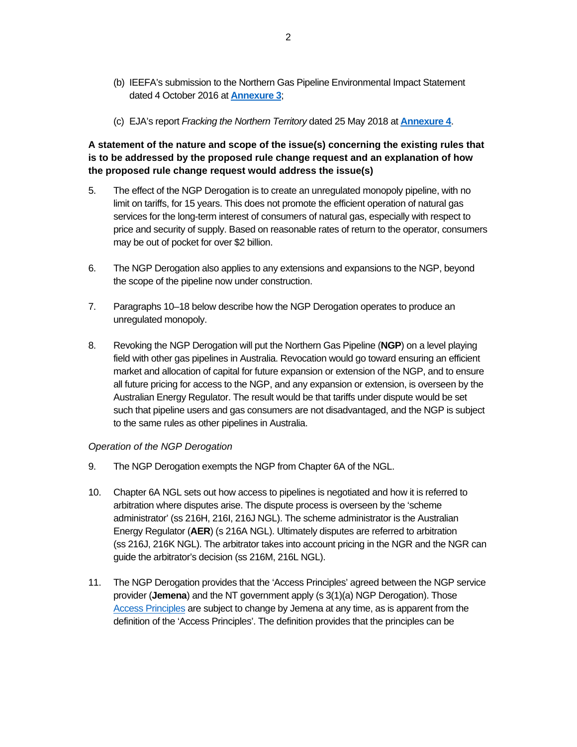(b) IEEFA's submission to the Northern Gas Pipeline Environmental Impact Statement dated 4 October 2016 at **Annexure 3**;

(c) EJA's report *Fracking the Northern Territory* dated 25 May 2018 at **Annexure 4**.

**A statement of the nature and scope of the issue(s) concerning the existing rules that is to be addressed by the proposed rule change request and an explanation of how the proposed rule change request would address the issue(s)**

5. The effect of the NGP Derogation is to create an unregulated monopoly pipeline, with no limit on tariffs, for 15 years. This does not promote the efficient operation of natural gas services for the long-term interest of consumers of natural gas, especially with respect to price and security of supply. Based on reasonable rates of return to the operator, consumers may be out of pocket for over $2 billion.

6. The NGP Derogation also applies to any extensions and expansions to the NGP, beyond the scope of the pipeline now under construction.

7. Paragraphs 10–18 below describe how the NGP Derogation operates to produce an unregulated monopoly.

8. Revoking the NGP Derogation will put the Northern Gas Pipeline (**NGP**) on a level playing field with other gas pipelines in Australia. Revocation would go toward ensuring an efficient market and allocation of capital for future expansion or extension of the NGP, and to ensure all future pricing for access to the NGP, and any expansion or extension, is overseen by the Australian Energy Regulator. The result would be that tariffs under dispute would be set such that pipeline users and gas consumers are not disadvantaged, and the NGP is subject to the same rules as other pipelines in Australia.

*Operation of the NGP Derogation*

9. The NGP Derogation exempts the NGP from Chapter 6A of the NGL.

10. Chapter 6A NGL sets out how access to pipelines is negotiated and how it is referred to arbitration where disputes arise. The dispute process is overseen by the 'scheme administrator' (ss 216H, 216I, 216J NGL). The scheme administrator is the Australian Energy Regulator (**AER**) (s 216A NGL). Ultimately disputes are referred to arbitration (ss 216J, 216K NGL). The arbitrator takes into account pricing in the NGR and the NGR can guide the arbitrator's decision (ss 216M, 216L NGL).

11. The NGP Derogation provides that the 'Access Principles' agreed between the NGP service provider (**Jemena**) and the NT government apply (s 3(1)(a) NGP Derogation). Those Access Principles are subject to change by Jemena at any time, as is apparent from the definition of the 'Access Principles'. The definition provides that the principles can be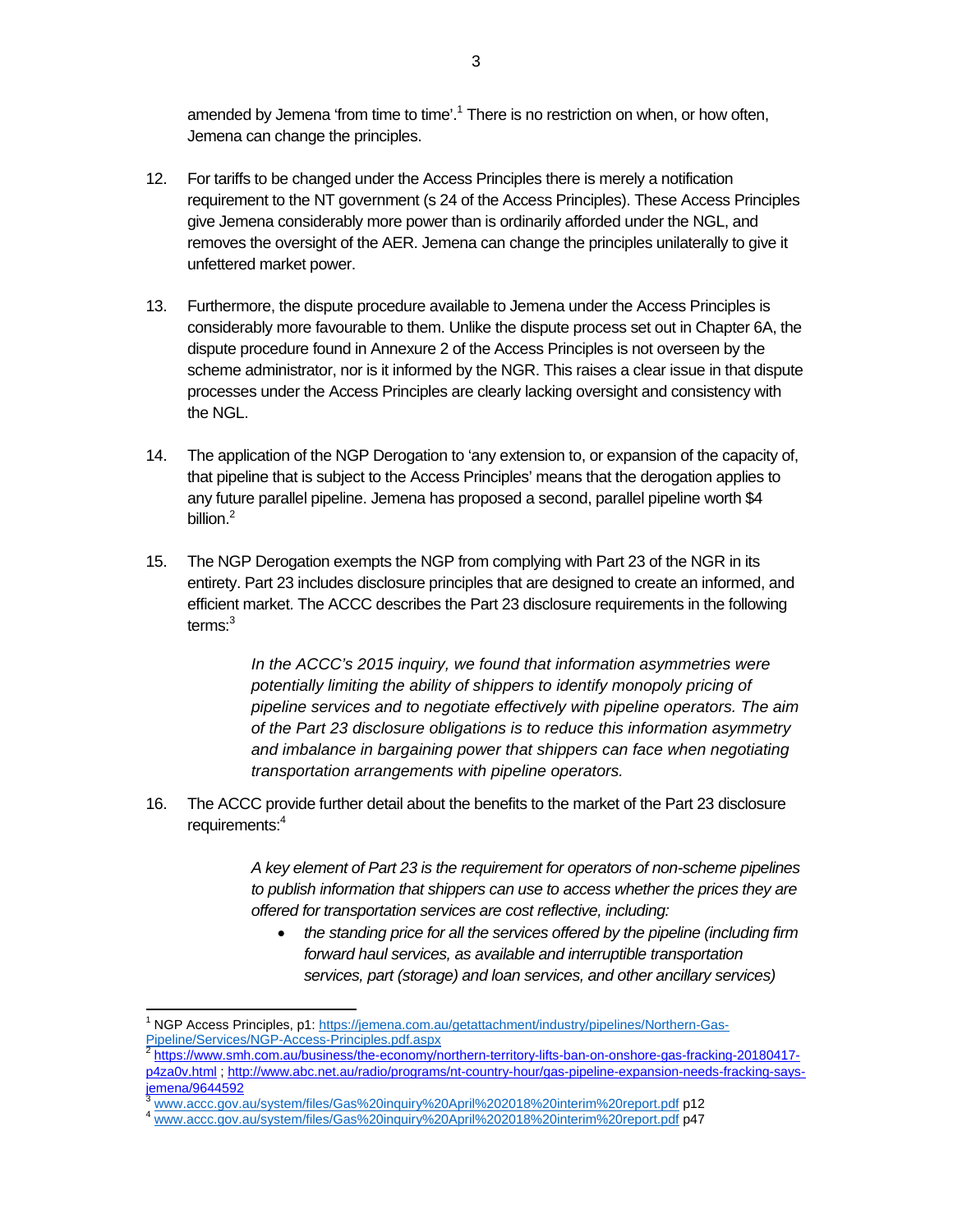amended by Jemena 'from time to time'.[1] There is no restriction on when, or how often, Jemena can change the principles.

12. For tariffs to be changed under the Access Principles there is merely a notification requirement to the NT government (s 24 of the Access Principles). These Access Principles give Jemena considerably more power than is ordinarily afforded under the NGL, and removes the oversight of the AER. Jemena can change the principles unilaterally to give it unfettered market power.

13. Furthermore, the dispute procedure available to Jemena under the Access Principles is considerably more favourable to them. Unlike the dispute process set out in Chapter 6A, the dispute procedure found in Annexure 2 of the Access Principles is not overseen by the scheme administrator, nor is it informed by the NGR. This raises a clear issue in that dispute processes under the Access Principles are clearly lacking oversight and consistency with the NGL.

14. The application of the NGP Derogation to 'any extension to, or expansion of the capacity of, that pipeline that is subject to the Access Principles' means that the derogation applies to any future parallel pipeline. Jemena has proposed a second, parallel pipeline worth $4 billion.[2]

15. The NGP Derogation exempts the NGP from complying with Part 23 of the NGR in its entirety. Part 23 includes disclosure principles that are designed to create an informed, and efficient market. The ACCC describes the Part 23 disclosure requirements in the following terms:[3]

    *In the ACCC's 2015 inquiry, we found that information asymmetries were potentially limiting the ability of shippers to identify monopoly pricing of pipeline services and to negotiate effectively with pipeline operators. The aim of the Part 23 disclosure obligations is to reduce this information asymmetry and imbalance in bargaining power that shippers can face when negotiating transportation arrangements with pipeline operators.*

16. The ACCC provide further detail about the benefits to the market of the Part 23 disclosure requirements:[4]

    *A key element of Part 23 is the requirement for operators of non-scheme pipelines to publish information that shippers can use to access whether the prices they are offered for transportation services are cost reflective, including:*

    - *the standing price for all the services offered by the pipeline (including firm forward haul services, as available and interruptible transportation services, part (storage) and loan services, and other ancillary services)*

---

[1] NGP Access Principles, p1: https://jemena.com.au/getattachment/industry/pipelines/Northern-Gas-Pipeline/Services/NGP-Access-Principles.pdf.aspx

[2] https://www.smh.com.au/business/the-economy/northern-territory-lifts-ban-on-onshore-gas-fracking-20180417-p4za0v.html ; http://www.abc.net.au/radio/programs/nt-country-hour/gas-pipeline-expansion-needs-fracking-says-jemena/9644592

[3] www.accc.gov.au/system/files/Gas%20inquiry%20April%202018%20interim%20report.pdf p12

[4] www.accc.gov.au/system/files/Gas%20inquiry%20April%202018%20interim%20report.pdf p47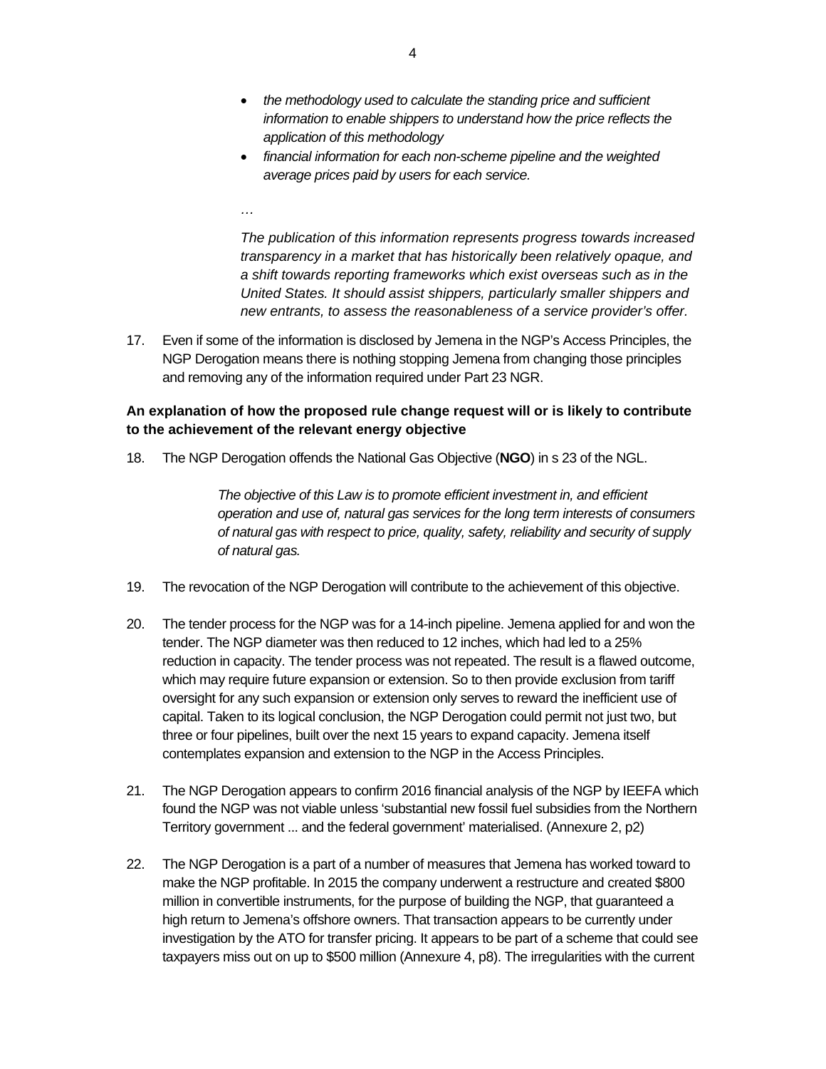- *the methodology used to calculate the standing price and sufficient information to enable shippers to understand how the price reflects the application of this methodology*
- *financial information for each non-scheme pipeline and the weighted average prices paid by users for each service.*

> *…*
>
> *The publication of this information represents progress towards increased transparency in a market that has historically been relatively opaque, and a shift towards reporting frameworks which exist overseas such as in the United States. It should assist shippers, particularly smaller shippers and new entrants, to assess the reasonableness of a service provider's offer.*

17. Even if some of the information is disclosed by Jemena in the NGP's Access Principles, the NGP Derogation means there is nothing stopping Jemena from changing those principles and removing any of the information required under Part 23 NGR.

**An explanation of how the proposed rule change request will or is likely to contribute to the achievement of the relevant energy objective**

18. The NGP Derogation offends the National Gas Objective (**NGO**) in s 23 of the NGL.

> *The objective of this Law is to promote efficient investment in, and efficient operation and use of, natural gas services for the long term interests of consumers of natural gas with respect to price, quality, safety, reliability and security of supply of natural gas.*

19. The revocation of the NGP Derogation will contribute to the achievement of this objective.

20. The tender process for the NGP was for a 14-inch pipeline. Jemena applied for and won the tender. The NGP diameter was then reduced to 12 inches, which had led to a 25% reduction in capacity. The tender process was not repeated. The result is a flawed outcome, which may require future expansion or extension. So to then provide exclusion from tariff oversight for any such expansion or extension only serves to reward the inefficient use of capital. Taken to its logical conclusion, the NGP Derogation could permit not just two, but three or four pipelines, built over the next 15 years to expand capacity. Jemena itself contemplates expansion and extension to the NGP in the Access Principles.

21. The NGP Derogation appears to confirm 2016 financial analysis of the NGP by IEEFA which found the NGP was not viable unless 'substantial new fossil fuel subsidies from the Northern Territory government ... and the federal government' materialised. (Annexure 2, p2)

22. The NGP Derogation is a part of a number of measures that Jemena has worked toward to make the NGP profitable. In 2015 the company underwent a restructure and created $800 million in convertible instruments, for the purpose of building the NGP, that guaranteed a high return to Jemena's offshore owners. That transaction appears to be currently under investigation by the ATO for transfer pricing. It appears to be part of a scheme that could see taxpayers miss out on up to $500 million (Annexure 4, p8). The irregularities with the current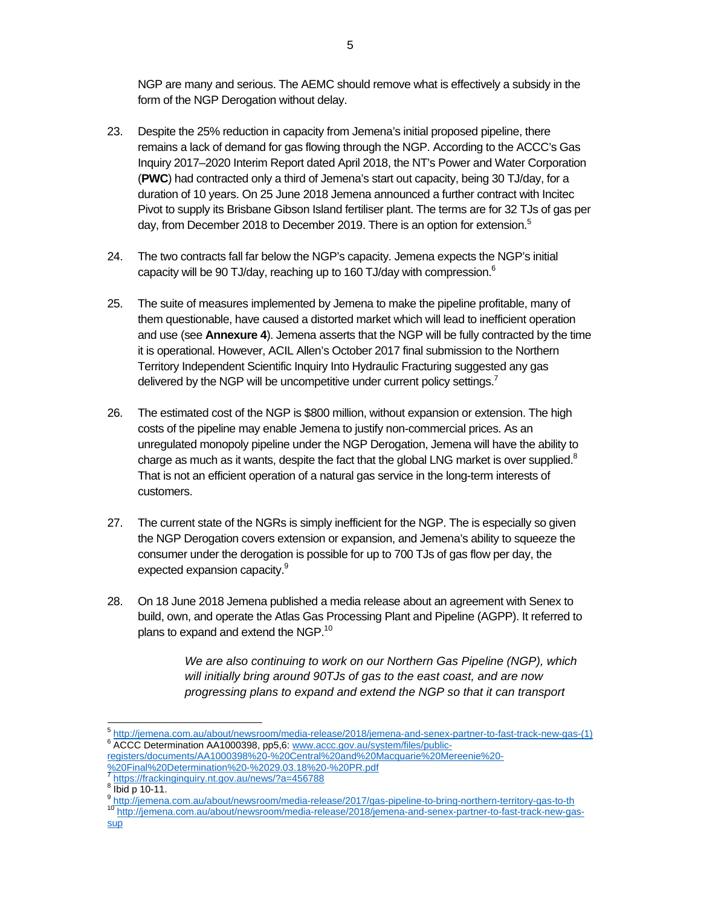NGP are many and serious. The AEMC should remove what is effectively a subsidy in the form of the NGP Derogation without delay.

23. Despite the 25% reduction in capacity from Jemena's initial proposed pipeline, there remains a lack of demand for gas flowing through the NGP. According to the ACCC's Gas Inquiry 2017–2020 Interim Report dated April 2018, the NT's Power and Water Corporation (**PWC**) had contracted only a third of Jemena's start out capacity, being 30 TJ/day, for a duration of 10 years. On 25 June 2018 Jemena announced a further contract with Incitec Pivot to supply its Brisbane Gibson Island fertiliser plant. The terms are for 32 TJs of gas per day, from December 2018 to December 2019. There is an option for extension.[5]

24. The two contracts fall far below the NGP's capacity. Jemena expects the NGP's initial capacity will be 90 TJ/day, reaching up to 160 TJ/day with compression.[6]

25. The suite of measures implemented by Jemena to make the pipeline profitable, many of them questionable, have caused a distorted market which will lead to inefficient operation and use (see **Annexure 4**). Jemena asserts that the NGP will be fully contracted by the time it is operational. However, ACIL Allen's October 2017 final submission to the Northern Territory Independent Scientific Inquiry Into Hydraulic Fracturing suggested any gas delivered by the NGP will be uncompetitive under current policy settings.[7]

26. The estimated cost of the NGP is $800 million, without expansion or extension. The high costs of the pipeline may enable Jemena to justify non-commercial prices. As an unregulated monopoly pipeline under the NGP Derogation, Jemena will have the ability to charge as much as it wants, despite the fact that the global LNG market is over supplied.[8] That is not an efficient operation of a natural gas service in the long-term interests of customers.

27. The current state of the NGRs is simply inefficient for the NGP. The is especially so given the NGP Derogation covers extension or expansion, and Jemena's ability to squeeze the consumer under the derogation is possible for up to 700 TJs of gas flow per day, the expected expansion capacity.[9]

28. On 18 June 2018 Jemena published a media release about an agreement with Senex to build, own, and operate the Atlas Gas Processing Plant and Pipeline (AGPP). It referred to plans to expand and extend the NGP.[10]

> *We are also continuing to work on our Northern Gas Pipeline (NGP), which will initially bring around 90TJs of gas to the east coast, and are now progressing plans to expand and extend the NGP so that it can transport*

---

[5] http://jemena.com.au/about/newsroom/media-release/2018/jemena-and-senex-partner-to-fast-track-new-gas-(1)

[6] ACCC Determination AA1000398, pp5,6: www.accc.gov.au/system/files/public-registers/documents/AA1000398%20-%20Central%20and%20Macquarie%20Mereenie%20-%20Final%20Determination%20-%2029.03.18%20-%20PR.pdf

[7] https://frackinginquiry.nt.gov.au/news/?a=456788

[8] Ibid p 10-11.

[9] http://jemena.com.au/about/newsroom/media-release/2017/gas-pipeline-to-bring-northern-territory-gas-to-th

[10] http://jemena.com.au/about/newsroom/media-release/2018/jemena-and-senex-partner-to-fast-track-new-gas-sup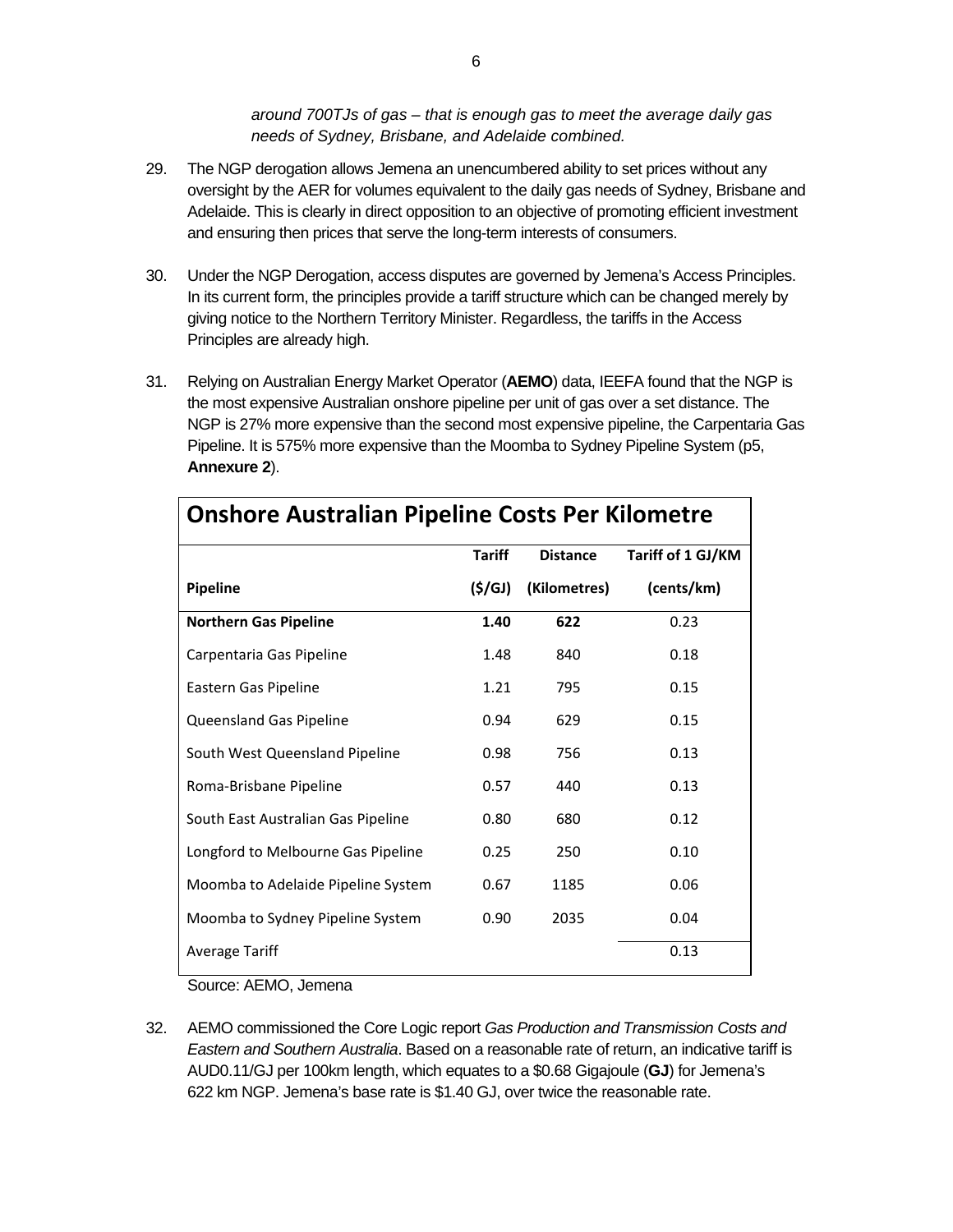> *around 700TJs of gas – that is enough gas to meet the average daily gas needs of Sydney, Brisbane, and Adelaide combined.*

29. The NGP derogation allows Jemena an unencumbered ability to set prices without any oversight by the AER for volumes equivalent to the daily gas needs of Sydney, Brisbane and Adelaide. This is clearly in direct opposition to an objective of promoting efficient investment and ensuring then prices that serve the long-term interests of consumers.

30. Under the NGP Derogation, access disputes are governed by Jemena's Access Principles. In its current form, the principles provide a tariff structure which can be changed merely by giving notice to the Northern Territory Minister. Regardless, the tariffs in the Access Principles are already high.

31. Relying on Australian Energy Market Operator (**AEMO**) data, IEEFA found that the NGP is the most expensive Australian onshore pipeline per unit of gas over a set distance. The NGP is 27% more expensive than the second most expensive pipeline, the Carpentaria Gas Pipeline. It is 575% more expensive than the Moomba to Sydney Pipeline System (p5, **Annexure 2**).

**Onshore Australian Pipeline Costs Per Kilometre**

| Pipeline | Tariff ($/GJ) | Distance (Kilometres) | Tariff of 1 GJ/KM (cents/km) |
|---|---|---|---|
| **Northern Gas Pipeline** | **1.40** | **622** | 0.23 |
| Carpentaria Gas Pipeline | 1.48 | 840 | 0.18 |
| Eastern Gas Pipeline | 1.21 | 795 | 0.15 |
| Queensland Gas Pipeline | 0.94 | 629 | 0.15 |
| South West Queensland Pipeline | 0.98 | 756 | 0.13 |
| Roma-Brisbane Pipeline | 0.57 | 440 | 0.13 |
| South East Australian Gas Pipeline | 0.80 | 680 | 0.12 |
| Longford to Melbourne Gas Pipeline | 0.25 | 250 | 0.10 |
| Moomba to Adelaide Pipeline System | 0.67 | 1185 | 0.06 |
| Moomba to Sydney Pipeline System | 0.90 | 2035 | 0.04 |
| Average Tariff | | | 0.13 |

Source: AEMO, Jemena

32. AEMO commissioned the Core Logic report *Gas Production and Transmission Costs and Eastern and Southern Australia*. Based on a reasonable rate of return, an indicative tariff is AUD0.11/GJ per 100km length, which equates to a $0.68 Gigajoule (**GJ**) for Jemena's 622 km NGP. Jemena's base rate is $1.40 GJ, over twice the reasonable rate.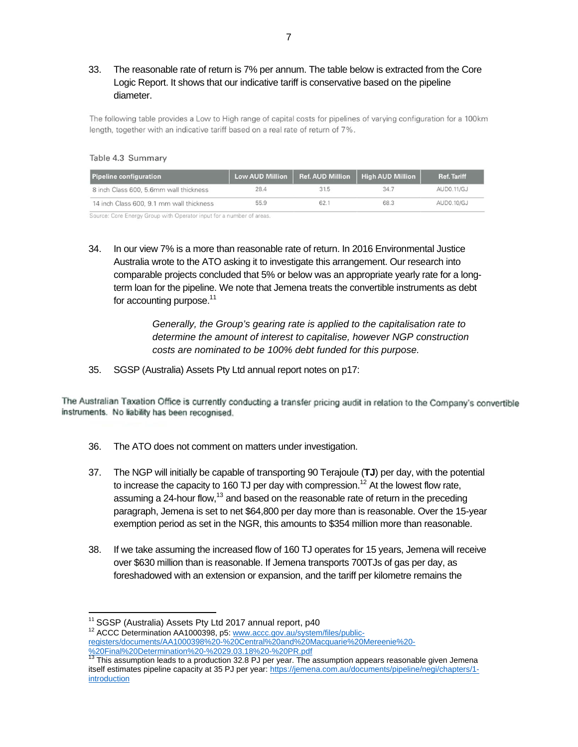33. The reasonable rate of return is 7% per annum. The table below is extracted from the Core Logic Report. It shows that our indicative tariff is conservative based on the pipeline diameter.

The following table provides a Low to High range of capital costs for pipelines of varying configuration for a 100km length, together with an indicative tariff based on a real rate of return of 7%.

Table 4.3 Summary

| Pipeline configuration | Low AUD Million | Ref. AUD Million | High AUD Million | Ref. Tariff |
|---|---|---|---|---|
| 8 inch Class 600, 5.6mm wall thickness | 28.4 | 31.5 | 34.7 | AUD0.11/GJ |
| 14 inch Class 600, 9.1 mm wall thickness | 55.9 | 62.1 | 68.3 | AUD0.10/GJ |

Source: Core Energy Group with Operator input for a number of areas.

34. In our view 7% is a more than reasonable rate of return. In 2016 Environmental Justice Australia wrote to the ATO asking it to investigate this arrangement. Our research into comparable projects concluded that 5% or below was an appropriate yearly rate for a long-term loan for the pipeline. We note that Jemena treats the convertible instruments as debt for accounting purpose.[11]

> *Generally, the Group's gearing rate is applied to the capitalisation rate to determine the amount of interest to capitalise, however NGP construction costs are nominated to be 100% debt funded for this purpose.*

35. SGSP (Australia) Assets Pty Ltd annual report notes on p17:

The Australian Taxation Office is currently conducting a transfer pricing audit in relation to the Company's convertible instruments. No liability has been recognised.

36. The ATO does not comment on matters under investigation.

37. The NGP will initially be capable of transporting 90 Terajoule (**TJ**) per day, with the potential to increase the capacity to 160 TJ per day with compression.[12] At the lowest flow rate, assuming a 24-hour flow,[13] and based on the reasonable rate of return in the preceding paragraph, Jemena is set to net $64,800 per day more than is reasonable. Over the 15-year exemption period as set in the NGR, this amounts to $354 million more than reasonable.

38. If we take assuming the increased flow of 160 TJ operates for 15 years, Jemena will receive over $630 million than is reasonable. If Jemena transports 700TJs of gas per day, as foreshadowed with an extension or expansion, and the tariff per kilometre remains the

---

[11] SGSP (Australia) Assets Pty Ltd 2017 annual report, p40

[12] ACCC Determination AA1000398, p5: www.accc.gov.au/system/files/public-registers/documents/AA1000398%20-%20Central%20and%20Macquarie%20Mereenie%20-%20Final%20Determination%20-%2029.03.18%20-%20PR.pdf

[13] This assumption leads to a production 32.8 PJ per year. The assumption appears reasonable given Jemena itself estimates pipeline capacity at 35 PJ per year: https://jemena.com.au/documents/pipeline/negi/chapters/1-introduction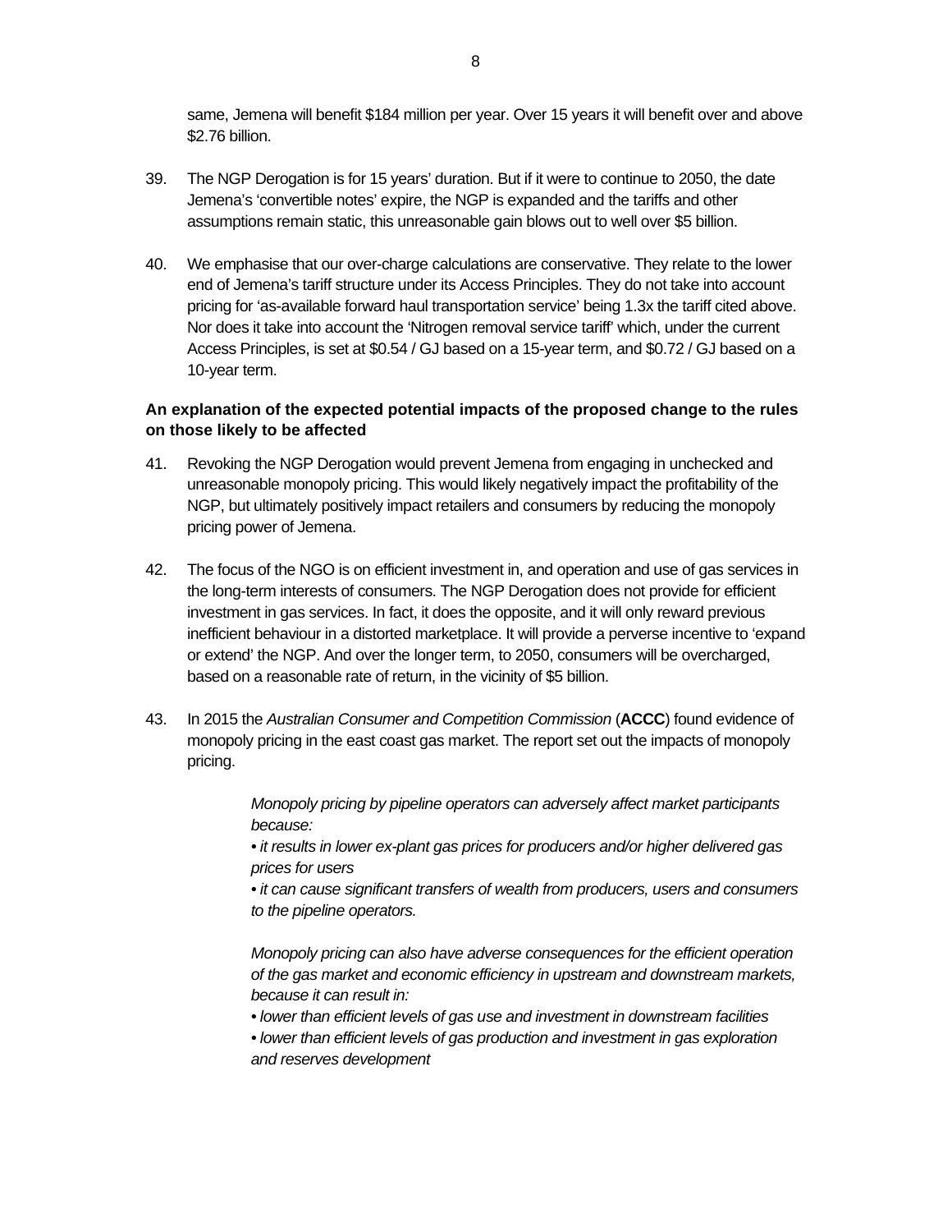same, Jemena will benefit $184 million per year. Over 15 years it will benefit over and above $2.76 billion.

39. The NGP Derogation is for 15 years' duration. But if it were to continue to 2050, the date Jemena's 'convertible notes' expire, the NGP is expanded and the tariffs and other assumptions remain static, this unreasonable gain blows out to well over $5 billion.

40. We emphasise that our over-charge calculations are conservative. They relate to the lower end of Jemena's tariff structure under its Access Principles. They do not take into account pricing for 'as-available forward haul transportation service' being 1.3x the tariff cited above. Nor does it take into account the 'Nitrogen removal service tariff' which, under the current Access Principles, is set at $0.54 / GJ based on a 15-year term, and $0.72 / GJ based on a 10-year term.

**An explanation of the expected potential impacts of the proposed change to the rules on those likely to be affected**

41. Revoking the NGP Derogation would prevent Jemena from engaging in unchecked and unreasonable monopoly pricing. This would likely negatively impact the profitability of the NGP, but ultimately positively impact retailers and consumers by reducing the monopoly pricing power of Jemena.

42. The focus of the NGO is on efficient investment in, and operation and use of gas services in the long-term interests of consumers. The NGP Derogation does not provide for efficient investment in gas services. In fact, it does the opposite, and it will only reward previous inefficient behaviour in a distorted marketplace. It will provide a perverse incentive to 'expand or extend' the NGP. And over the longer term, to 2050, consumers will be overcharged, based on a reasonable rate of return, in the vicinity of $5 billion.

43. In 2015 the *Australian Consumer and Competition Commission* (**ACCC**) found evidence of monopoly pricing in the east coast gas market. The report set out the impacts of monopoly pricing.

> *Monopoly pricing by pipeline operators can adversely affect market participants because:*
>
> *• it results in lower ex-plant gas prices for producers and/or higher delivered gas prices for users*
>
> *• it can cause significant transfers of wealth from producers, users and consumers to the pipeline operators.*
>
> *Monopoly pricing can also have adverse consequences for the efficient operation of the gas market and economic efficiency in upstream and downstream markets, because it can result in:*
>
> *• lower than efficient levels of gas use and investment in downstream facilities*
>
> *• lower than efficient levels of gas production and investment in gas exploration and reserves development*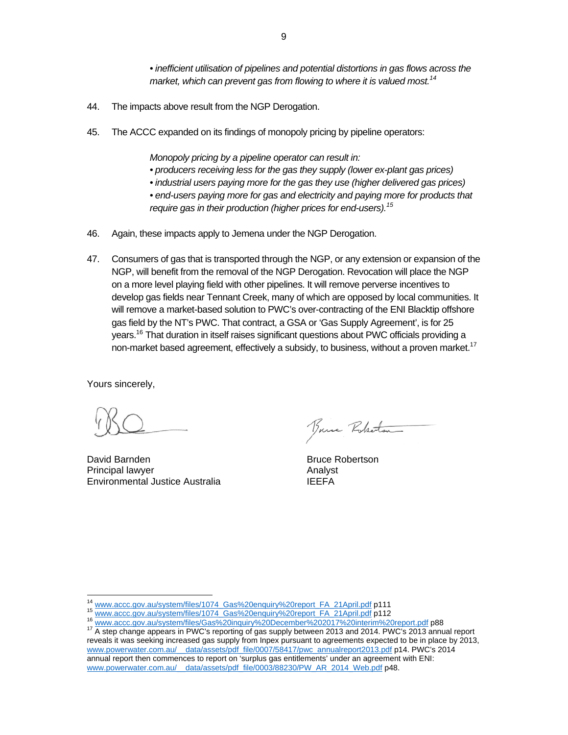*• inefficient utilisation of pipelines and potential distortions in gas flows across the market, which can prevent gas from flowing to where it is valued most.*[14]

44. The impacts above result from the NGP Derogation.

45. The ACCC expanded on its findings of monopoly pricing by pipeline operators:

> *Monopoly pricing by a pipeline operator can result in:*
> *• producers receiving less for the gas they supply (lower ex-plant gas prices)*
> *• industrial users paying more for the gas they use (higher delivered gas prices)*
> *• end-users paying more for gas and electricity and paying more for products that require gas in their production (higher prices for end-users).*[15]

46. Again, these impacts apply to Jemena under the NGP Derogation.

47. Consumers of gas that is transported through the NGP, or any extension or expansion of the NGP, will benefit from the removal of the NGP Derogation. Revocation will place the NGP on a more level playing field with other pipelines. It will remove perverse incentives to develop gas fields near Tennant Creek, many of which are opposed by local communities. It will remove a market-based solution to PWC's over-contracting of the ENI Blacktip offshore gas field by the NT's PWC. That contract, a GSA or 'Gas Supply Agreement', is for 25 years.[16] That duration in itself raises significant questions about PWC officials providing a non-market based agreement, effectively a subsidy, to business, without a proven market.[17]

Yours sincerely,

David Barnden
Principal lawyer
Environmental Justice Australia

Bruce Robertson
Analyst
IEEFA

---

[14] www.accc.gov.au/system/files/1074_Gas%20enquiry%20report_FA_21April.pdf p111

[15] www.accc.gov.au/system/files/1074_Gas%20enquiry%20report_FA_21April.pdf p112

[16] www.accc.gov.au/system/files/Gas%20inquiry%20December%202017%20interim%20report.pdf p88

[17] A step change appears in PWC's reporting of gas supply between 2013 and 2014. PWC's 2013 annual report reveals it was seeking increased gas supply from Inpex pursuant to agreements expected to be in place by 2013, www.powerwater.com.au/__data/assets/pdf_file/0007/58417/pwc_annualreport2013.pdf p14. PWC's 2014 annual report then commences to report on 'surplus gas entitlements' under an agreement with ENI: www.powerwater.com.au/__data/assets/pdf_file/0003/88230/PW_AR_2014_Web.pdf p48.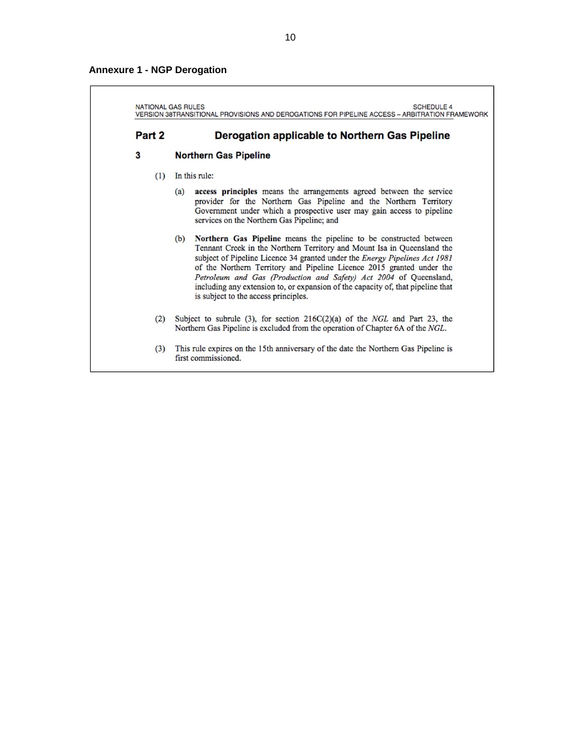**Annexure 1 - NGP Derogation**

NATIONAL GAS RULES SCHEDULE 4
VERSION 38TRANSITIONAL PROVISIONS AND DEROGATIONS FOR PIPELINE ACCESS – ARBITRATION FRAMEWORK

## Part 2 Derogation applicable to Northern Gas Pipeline

### 3 Northern Gas Pipeline

(1) In this rule:

(a) **access principles** means the arrangements agreed between the service provider for the Northern Gas Pipeline and the Northern Territory Government under which a prospective user may gain access to pipeline services on the Northern Gas Pipeline; and

(b) **Northern Gas Pipeline** means the pipeline to be constructed between Tennant Creek in the Northern Territory and Mount Isa in Queensland the subject of Pipeline Licence 34 granted under the *Energy Pipelines Act 1981* of the Northern Territory and Pipeline Licence 2015 granted under the *Petroleum and Gas (Production and Safety) Act 2004* of Queensland, including any extension to, or expansion of the capacity of, that pipeline that is subject to the access principles.

(2) Subject to subrule (3), for section 216C(2)(a) of the *NGL* and Part 23, the Northern Gas Pipeline is excluded from the operation of Chapter 6A of the *NGL*.

(3) This rule expires on the 15th anniversary of the date the Northern Gas Pipeline is first commissioned.